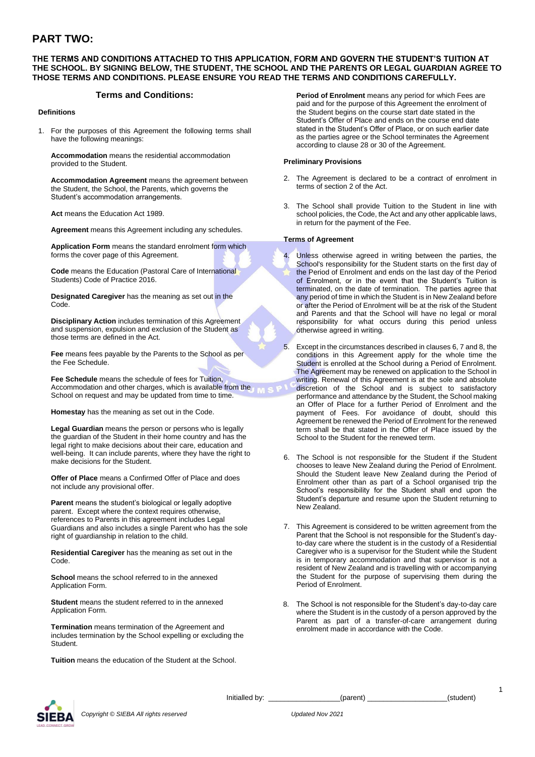# PART TWO:

**THE TERMS AND CONDITIONS ATTACHED TO THIS APPLICATION, FORM AND GOVERN THE STUDENT'S TUITION AT THE SCHOOL. BY SIGNING BELOW, THE STUDENT, THE SCHOOL AND THE PARENTS OR LEGAL GUARDIAN AGREE TO THOSE TERMS AND CONDITIONS. PLEASE ENSURE YOU READ THE TERMS AND CONDITIONS CAREFULLY.**

## Terms and Conditions:

### Definitions

1. For the purposes of this Agreement the following terms shall have the following meanings:

   **Accommodation** means the residential accommodation provided to the Student.

   **Accommodation Agreement** means the agreement between the Student, the School, the Parents, which governs the Student's accommodation arrangements.

   **Act** means the Education Act 1989.

   **Agreement** means this Agreement including any schedules.

   **Application Form** means the standard enrolment form which forms the cover page of this Agreement.

   **Code** means the Education (Pastoral Care of International Students) Code of Practice 2016.

   **Designated Caregiver** has the meaning as set out in the Code.

   **Disciplinary Action** includes termination of this Agreement and suspension, expulsion and exclusion of the Student as those terms are defined in the Act.

   **Fee** means fees payable by the Parents to the School as per the Fee Schedule.

   **Fee Schedule** means the schedule of fees for Tuition, Accommodation and other charges, which is available from the School on request and may be updated from time to time.

   **Homestay** has the meaning as set out in the Code.

   **Legal Guardian** means the person or persons who is legally the guardian of the Student in their home country and has the legal right to make decisions about their care, education and well-being. It can include parents, where they have the right to make decisions for the Student.

   **Offer of Place** means a Confirmed Offer of Place and does not include any provisional offer.

   **Parent** means the student's biological or legally adoptive parent. Except where the context requires otherwise, references to Parents in this agreement includes Legal Guardians and also includes a single Parent who has the sole right of guardianship in relation to the child.

   **Residential Caregiver** has the meaning as set out in the Code.

   **School** means the school referred to in the annexed Application Form.

   **Student** means the student referred to in the annexed Application Form.

   **Termination** means termination of the Agreement and includes termination by the School expelling or excluding the Student.

   **Tuition** means the education of the Student at the School.

   **Period of Enrolment** means any period for which Fees are paid and for the purpose of this Agreement the enrolment of the Student begins on the course start date stated in the Student's Offer of Place and ends on the course end date stated in the Student's Offer of Place, or on such earlier date as the parties agree or the School terminates the Agreement according to clause 28 or 30 of the Agreement.

### Preliminary Provisions

2. The Agreement is declared to be a contract of enrolment in terms of section 2 of the Act.

3. The School shall provide Tuition to the Student in line with school policies, the Code, the Act and any other applicable laws, in return for the payment of the Fee.

### Terms of Agreement

4. Unless otherwise agreed in writing between the parties, the School's responsibility for the Student starts on the first day of the Period of Enrolment and ends on the last day of the Period of Enrolment, or in the event that the Student's Tuition is terminated, on the date of termination. The parties agree that any period of time in which the Student is in New Zealand before or after the Period of Enrolment will be at the risk of the Student and Parents and that the School will have no legal or moral responsibility for what occurs during this period unless otherwise agreed in writing.

5. Except in the circumstances described in clauses 6, 7 and 8, the conditions in this Agreement apply for the whole time the Student is enrolled at the School during a Period of Enrolment. The Agreement may be renewed on application to the School in writing. Renewal of this Agreement is at the sole and absolute discretion of the School and is subject to satisfactory performance and attendance by the Student, the School making an Offer of Place for a further Period of Enrolment and the payment of Fees. For avoidance of doubt, should this Agreement be renewed the Period of Enrolment for the renewed term shall be that stated in the Offer of Place issued by the School to the Student for the renewed term.

6. The School is not responsible for the Student if the Student chooses to leave New Zealand during the Period of Enrolment. Should the Student leave New Zealand during the Period of Enrolment other than as part of a School organised trip the School's responsibility for the Student shall end upon the Student's departure and resume upon the Student returning to New Zealand.

7. This Agreement is considered to be written agreement from the Parent that the School is not responsible for the Student's day-to-day care where the student is in the custody of a Residential Caregiver who is a supervisor for the Student while the Student is in temporary accommodation and that supervisor is not a resident of New Zealand and is travelling with or accompanying the Student for the purpose of supervising them during the Period of Enrolment.

8. The School is not responsible for the Student's day-to-day care where the Student is in the custody of a person approved by the Parent as part of a transfer-of-care arrangement during enrolment made in accordance with the Code.

Initialled by: \_\_\_\_\_\_\_\_\_\_\_\_\_\_\_\_\_\_(parent) \_\_\_\_\_\_\_\_\_\_\_\_\_\_\_\_\_\_\_\_(student)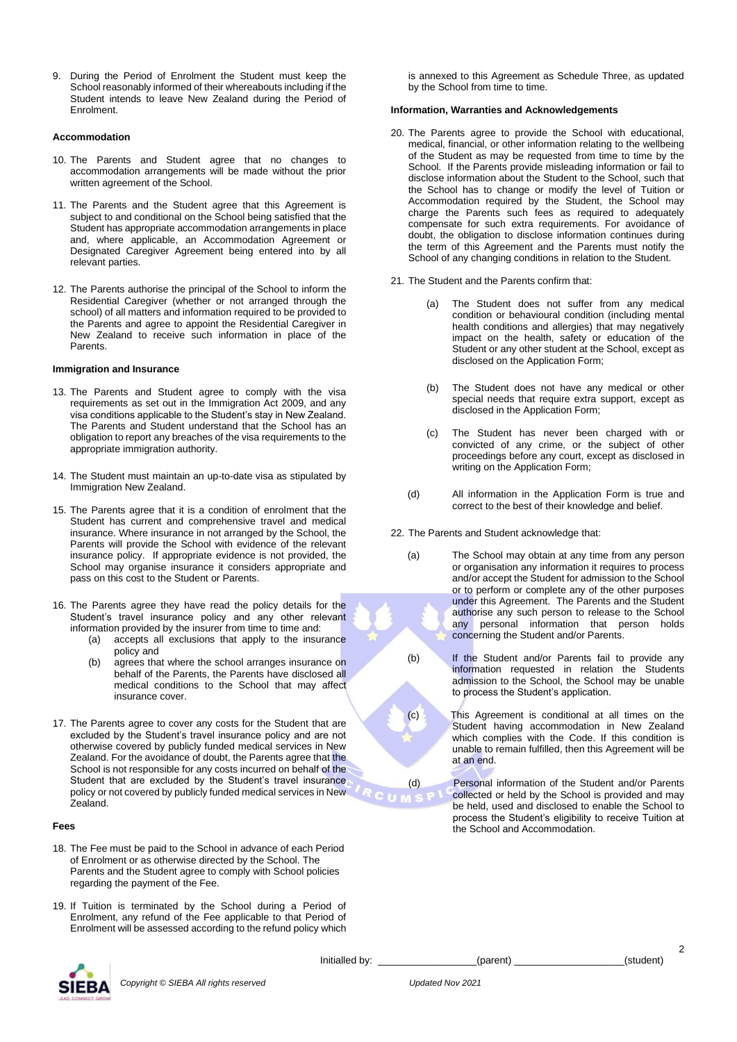9. During the Period of Enrolment the Student must keep the School reasonably informed of their whereabouts including if the Student intends to leave New Zealand during the Period of Enrolment.

**Accommodation**

10. The Parents and Student agree that no changes to accommodation arrangements will be made without the prior written agreement of the School.

11. The Parents and the Student agree that this Agreement is subject to and conditional on the School being satisfied that the Student has appropriate accommodation arrangements in place and, where applicable, an Accommodation Agreement or Designated Caregiver Agreement being entered into by all relevant parties.

12. The Parents authorise the principal of the School to inform the Residential Caregiver (whether or not arranged through the school) of all matters and information required to be provided to the Parents and agree to appoint the Residential Caregiver in New Zealand to receive such information in place of the Parents.

**Immigration and Insurance**

13. The Parents and Student agree to comply with the visa requirements as set out in the Immigration Act 2009, and any visa conditions applicable to the Student's stay in New Zealand. The Parents and Student understand that the School has an obligation to report any breaches of the visa requirements to the appropriate immigration authority.

14. The Student must maintain an up-to-date visa as stipulated by Immigration New Zealand.

15. The Parents agree that it is a condition of enrolment that the Student has current and comprehensive travel and medical insurance. Where insurance in not arranged by the School, the Parents will provide the School with evidence of the relevant insurance policy. If appropriate evidence is not provided, the School may organise insurance it considers appropriate and pass on this cost to the Student or Parents.

16. The Parents agree they have read the policy details for the Student's travel insurance policy and any other relevant information provided by the insurer from time to time and:
    (a) accepts all exclusions that apply to the insurance policy and
    (b) agrees that where the school arranges insurance on behalf of the Parents, the Parents have disclosed all medical conditions to the School that may affect insurance cover.

17. The Parents agree to cover any costs for the Student that are excluded by the Student's travel insurance policy and are not otherwise covered by publicly funded medical services in New Zealand. For the avoidance of doubt, the Parents agree that the School is not responsible for any costs incurred on behalf of the Student that are excluded by the Student's travel insurance policy or not covered by publicly funded medical services in New Zealand.

**Fees**

18. The Fee must be paid to the School in advance of each Period of Enrolment or as otherwise directed by the School. The Parents and the Student agree to comply with School policies regarding the payment of the Fee.

19. If Tuition is terminated by the School during a Period of Enrolment, any refund of the Fee applicable to that Period of Enrolment will be assessed according to the refund policy which is annexed to this Agreement as Schedule Three, as updated by the School from time to time.

**Information, Warranties and Acknowledgements**

20. The Parents agree to provide the School with educational, medical, financial, or other information relating to the wellbeing of the Student as may be requested from time to time by the School. If the Parents provide misleading information or fail to disclose information about the Student to the School, such that the School has to change or modify the level of Tuition or Accommodation required by the Student, the School may charge the Parents such fees as required to adequately compensate for such extra requirements. For avoidance of doubt, the obligation to disclose information continues during the term of this Agreement and the Parents must notify the School of any changing conditions in relation to the Student.

21. The Student and the Parents confirm that:
    (a) The Student does not suffer from any medical condition or behavioural condition (including mental health conditions and allergies) that may negatively impact on the health, safety or education of the Student or any other student at the School, except as disclosed on the Application Form;
    (b) The Student does not have any medical or other special needs that require extra support, except as disclosed in the Application Form;
    (c) The Student has never been charged with or convicted of any crime, or the subject of other proceedings before any court, except as disclosed in writing on the Application Form;
    (d) All information in the Application Form is true and correct to the best of their knowledge and belief.

22. The Parents and Student acknowledge that:
    (a) The School may obtain at any time from any person or organisation any information it requires to process and/or accept the Student for admission to the School or to perform or complete any of the other purposes under this Agreement. The Parents and the Student authorise any such person to release to the School any personal information that person holds concerning the Student and/or Parents.
    (b) If the Student and/or Parents fail to provide any information requested in relation the Students admission to the School, the School may be unable to process the Student's application.
    (c) This Agreement is conditional at all times on the Student having accommodation in New Zealand which complies with the Code. If this condition is unable to remain fulfilled, then this Agreement will be at an end.
    (d) Personal information of the Student and/or Parents collected or held by the School is provided and may be held, used and disclosed to enable the School to process the Student's eligibility to receive Tuition at the School and Accommodation.

Initialled by: ________________(parent) ________________(student)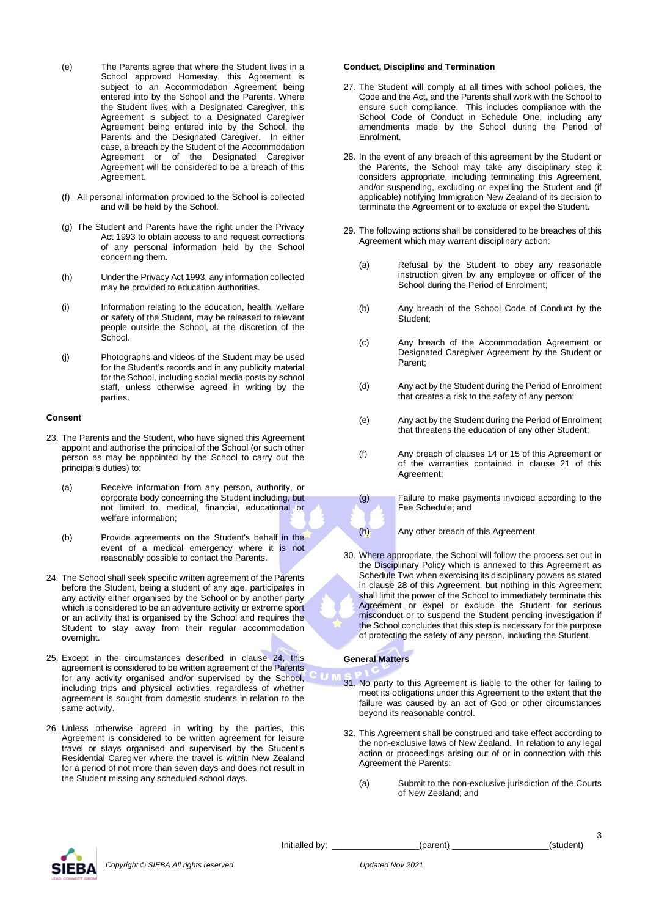(e) The Parents agree that where the Student lives in a School approved Homestay, this Agreement is subject to an Accommodation Agreement being entered into by the School and the Parents. Where the Student lives with a Designated Caregiver, this Agreement is subject to a Designated Caregiver Agreement being entered into by the School, the Parents and the Designated Caregiver. In either case, a breach by the Student of the Accommodation Agreement or of the Designated Caregiver Agreement will be considered to be a breach of this Agreement.

(f) All personal information provided to the School is collected and will be held by the School.

(g) The Student and Parents have the right under the Privacy Act 1993 to obtain access to and request corrections of any personal information held by the School concerning them.

(h) Under the Privacy Act 1993, any information collected may be provided to education authorities.

(i) Information relating to the education, health, welfare or safety of the Student, may be released to relevant people outside the School, at the discretion of the School.

(j) Photographs and videos of the Student may be used for the Student's records and in any publicity material for the School, including social media posts by school staff, unless otherwise agreed in writing by the parties.

**Consent**

23. The Parents and the Student, who have signed this Agreement appoint and authorise the principal of the School (or such other person as may be appointed by the School to carry out the principal's duties) to:

    (a) Receive information from any person, authority, or corporate body concerning the Student including, but not limited to, medical, financial, educational or welfare information;

    (b) Provide agreements on the Student's behalf in the event of a medical emergency where it is not reasonably possible to contact the Parents.

24. The School shall seek specific written agreement of the Parents before the Student, being a student of any age, participates in any activity either organised by the School or by another party which is considered to be an adventure activity or extreme sport or an activity that is organised by the School and requires the Student to stay away from their regular accommodation overnight.

25. Except in the circumstances described in clause 24, this agreement is considered to be written agreement of the Parents for any activity organised and/or supervised by the School, including trips and physical activities, regardless of whether agreement is sought from domestic students in relation to the same activity.

26. Unless otherwise agreed in writing by the parties, this Agreement is considered to be written agreement for leisure travel or stays organised and supervised by the Student's Residential Caregiver where the travel is within New Zealand for a period of not more than seven days and does not result in the Student missing any scheduled school days.

**Conduct, Discipline and Termination**

27. The Student will comply at all times with school policies, the Code and the Act, and the Parents shall work with the School to ensure such compliance. This includes compliance with the School Code of Conduct in Schedule One, including any amendments made by the School during the Period of Enrolment.

28. In the event of any breach of this agreement by the Student or the Parents, the School may take any disciplinary step it considers appropriate, including terminating this Agreement, and/or suspending, excluding or expelling the Student and (if applicable) notifying Immigration New Zealand of its decision to terminate the Agreement or to exclude or expel the Student.

29. The following actions shall be considered to be breaches of this Agreement which may warrant disciplinary action:

    (a) Refusal by the Student to obey any reasonable instruction given by any employee or officer of the School during the Period of Enrolment;

    (b) Any breach of the School Code of Conduct by the Student;

    (c) Any breach of the Accommodation Agreement or Designated Caregiver Agreement by the Student or Parent;

    (d) Any act by the Student during the Period of Enrolment that creates a risk to the safety of any person;

    (e) Any act by the Student during the Period of Enrolment that threatens the education of any other Student;

    (f) Any breach of clauses 14 or 15 of this Agreement or of the warranties contained in clause 21 of this Agreement;

    (g) Failure to make payments invoiced according to the Fee Schedule; and

    (h) Any other breach of this Agreement

30. Where appropriate, the School will follow the process set out in the Disciplinary Policy which is annexed to this Agreement as Schedule Two when exercising its disciplinary powers as stated in clause 28 of this Agreement, but nothing in this Agreement shall limit the power of the School to immediately terminate this Agreement or expel or exclude the Student for serious misconduct or to suspend the Student pending investigation if the School concludes that this step is necessary for the purpose of protecting the safety of any person, including the Student.

**General Matters**

31. No party to this Agreement is liable to the other for failing to meet its obligations under this Agreement to the extent that the failure was caused by an act of God or other circumstances beyond its reasonable control.

32. This Agreement shall be construed and take effect according to the non-exclusive laws of New Zealand. In relation to any legal action or proceedings arising out of or in connection with this Agreement the Parents:

    (a) Submit to the non-exclusive jurisdiction of the Courts of New Zealand; and

Initialled by: \_\_\_\_\_\_\_\_\_\_\_\_\_\_\_\_\_(parent) \_\_\_\_\_\_\_\_\_\_\_\_\_\_\_\_\_\_\_(student)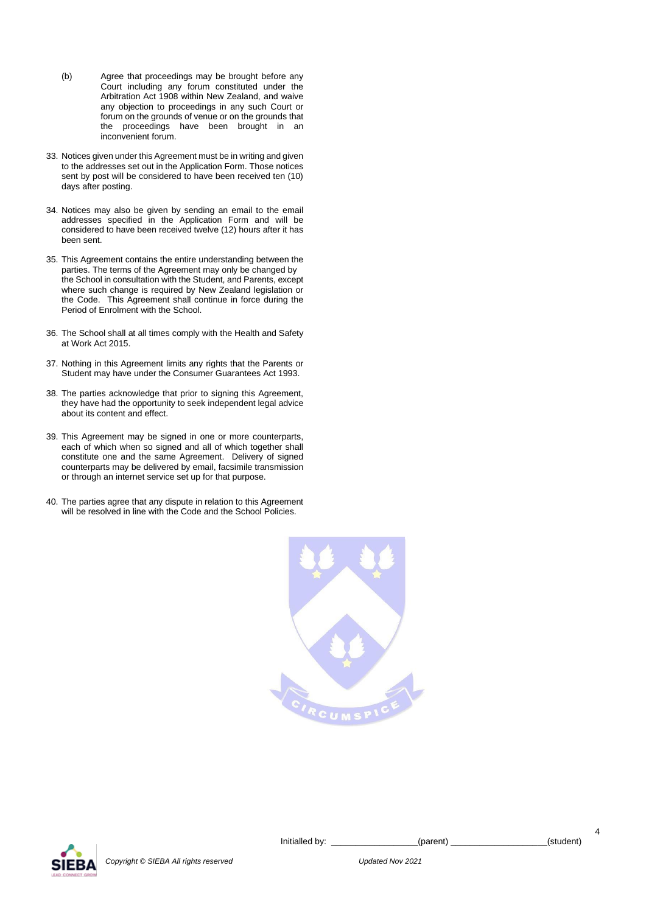(b) Agree that proceedings may be brought before any Court including any forum constituted under the Arbitration Act 1908 within New Zealand, and waive any objection to proceedings in any such Court or forum on the grounds of venue or on the grounds that the proceedings have been brought in an inconvenient forum.

33. Notices given under this Agreement must be in writing and given to the addresses set out in the Application Form. Those notices sent by post will be considered to have been received ten (10) days after posting.

34. Notices may also be given by sending an email to the email addresses specified in the Application Form and will be considered to have been received twelve (12) hours after it has been sent.

35. This Agreement contains the entire understanding between the parties. The terms of the Agreement may only be changed by the School in consultation with the Student, and Parents, except where such change is required by New Zealand legislation or the Code. This Agreement shall continue in force during the Period of Enrolment with the School.

36. The School shall at all times comply with the Health and Safety at Work Act 2015.

37. Nothing in this Agreement limits any rights that the Parents or Student may have under the Consumer Guarantees Act 1993.

38. The parties acknowledge that prior to signing this Agreement, they have had the opportunity to seek independent legal advice about its content and effect.

39. This Agreement may be signed in one or more counterparts, each of which when so signed and all of which together shall constitute one and the same Agreement. Delivery of signed counterparts may be delivered by email, facsimile transmission or through an internet service set up for that purpose.

40. The parties agree that any dispute in relation to this Agreement will be resolved in line with the Code and the School Policies.

Initialled by: _________________(parent) ___________________(student)

*Copyright © SIEBA All rights reserved* *Updated Nov 2021*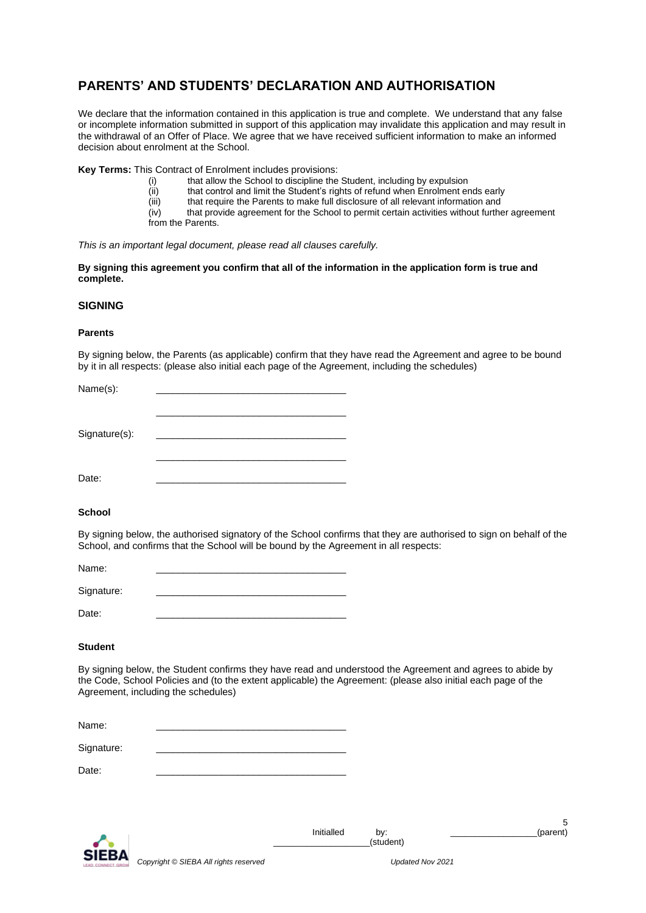## PARENTS' AND STUDENTS' DECLARATION AND AUTHORISATION

We declare that the information contained in this application is true and complete. We understand that any false or incomplete information submitted in support of this application may invalidate this application and may result in the withdrawal of an Offer of Place. We agree that we have received sufficient information to make an informed decision about enrolment at the School.

**Key Terms:** This Contract of Enrolment includes provisions:

(i) that allow the School to discipline the Student, including by expulsion
(ii) that control and limit the Student's rights of refund when Enrolment ends early
(iii) that require the Parents to make full disclosure of all relevant information and
(iv) that provide agreement for the School to permit certain activities without further agreement from the Parents.

*This is an important legal document, please read all clauses carefully.*

**By signing this agreement you confirm that all of the information in the application form is true and complete.**

### SIGNING

**Parents**

By signing below, the Parents (as applicable) confirm that they have read the Agreement and agree to be bound by it in all respects: (please also initial each page of the Agreement, including the schedules)

Name(s): ___________________________________

___________________________________

Signature(s): ___________________________________

___________________________________

Date: ___________________________________

**School**

By signing below, the authorised signatory of the School confirms that they are authorised to sign on behalf of the School, and confirms that the School will be bound by the Agreement in all respects:

Name: ___________________________________

Signature: ___________________________________

Date: ___________________________________

**Student**

By signing below, the Student confirms they have read and understood the Agreement and agrees to abide by the Code, School Policies and (to the extent applicable) the Agreement: (please also initial each page of the Agreement, including the schedules)

Name: ___________________________________

Signature: ___________________________________

Date: ___________________________________

Initialled by: _________________(parent) ___________________(student)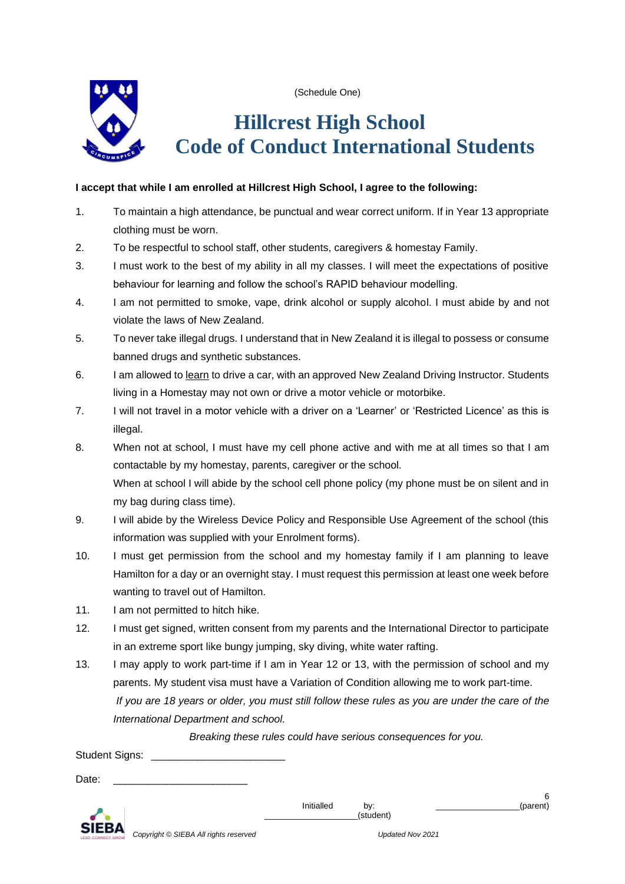(Schedule One)

# Hillcrest High School
# Code of Conduct International Students

**I accept that while I am enrolled at Hillcrest High School, I agree to the following:**

1. To maintain a high attendance, be punctual and wear correct uniform. If in Year 13 appropriate clothing must be worn.
2. To be respectful to school staff, other students, caregivers & homestay Family.
3. I must work to the best of my ability in all my classes. I will meet the expectations of positive behaviour for learning and follow the school's RAPID behaviour modelling.
4. I am not permitted to smoke, vape, drink alcohol or supply alcohol. I must abide by and not violate the laws of New Zealand.
5. To never take illegal drugs. I understand that in New Zealand it is illegal to possess or consume banned drugs and synthetic substances.
6. I am allowed to <u>learn</u> to drive a car, with an approved New Zealand Driving Instructor. Students living in a Homestay may not own or drive a motor vehicle or motorbike.
7. I will not travel in a motor vehicle with a driver on a 'Learner' or 'Restricted Licence' as this is illegal.
8. When not at school, I must have my cell phone active and with me at all times so that I am contactable by my homestay, parents, caregiver or the school.
   When at school I will abide by the school cell phone policy (my phone must be on silent and in my bag during class time).
9. I will abide by the Wireless Device Policy and Responsible Use Agreement of the school (this information was supplied with your Enrolment forms).
10. I must get permission from the school and my homestay family if I am planning to leave Hamilton for a day or an overnight stay. I must request this permission at least one week before wanting to travel out of Hamilton.
11. I am not permitted to hitch hike.
12. I must get signed, written consent from my parents and the International Director to participate in an extreme sport like bungy jumping, sky diving, white water rafting.
13. I may apply to work part-time if I am in Year 12 or 13, with the permission of school and my parents. My student visa must have a Variation of Condition allowing me to work part-time.
    *If you are 18 years or older, you must still follow these rules as you are under the care of the International Department and school.*

*Breaking these rules could have serious consequences for you.*

Student Signs: _______________________

Date: _______________________

Initialled by: __________________(student) ________________(parent)

*Copyright © SIEBA All rights reserved* *Updated Nov 2021*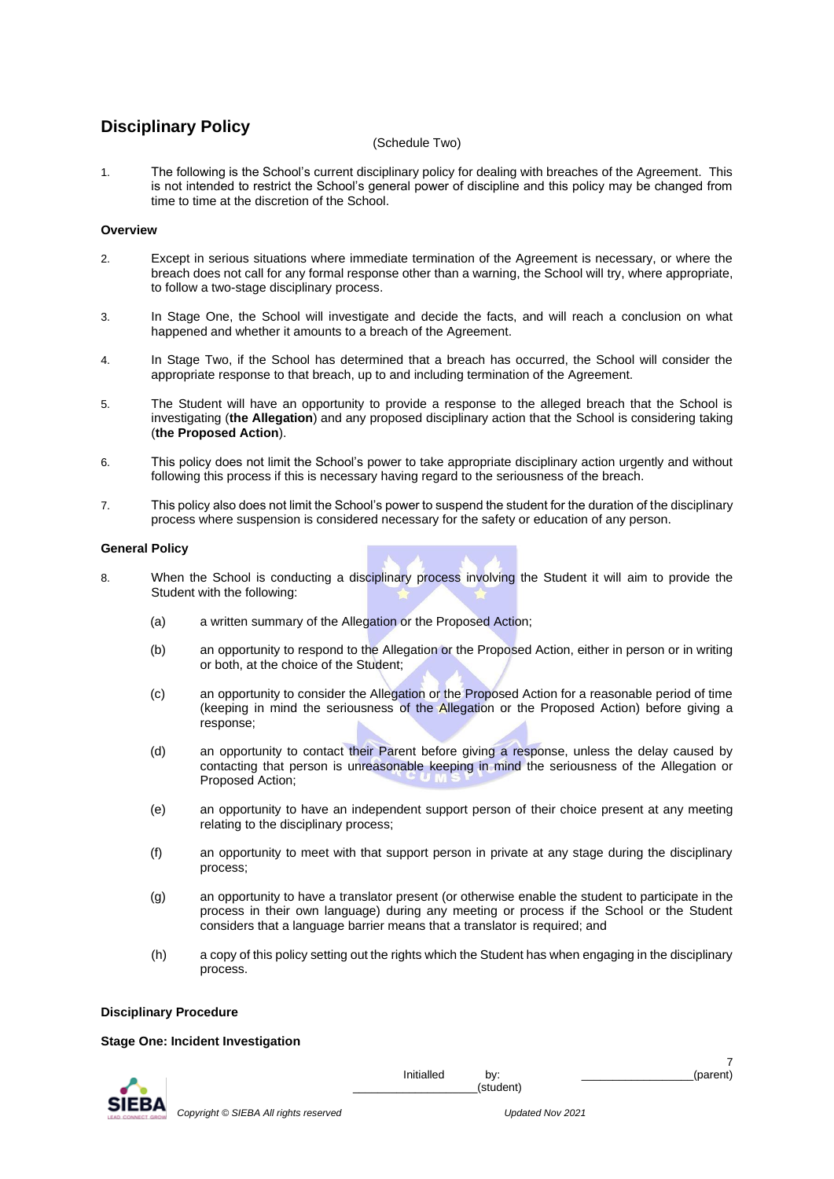## Disciplinary Policy

(Schedule Two)

1. The following is the School's current disciplinary policy for dealing with breaches of the Agreement. This is not intended to restrict the School's general power of discipline and this policy may be changed from time to time at the discretion of the School.

**Overview**

2. Except in serious situations where immediate termination of the Agreement is necessary, or where the breach does not call for any formal response other than a warning, the School will try, where appropriate, to follow a two-stage disciplinary process.

3. In Stage One, the School will investigate and decide the facts, and will reach a conclusion on what happened and whether it amounts to a breach of the Agreement.

4. In Stage Two, if the School has determined that a breach has occurred, the School will consider the appropriate response to that breach, up to and including termination of the Agreement.

5. The Student will have an opportunity to provide a response to the alleged breach that the School is investigating (**the Allegation**) and any proposed disciplinary action that the School is considering taking (**the Proposed Action**).

6. This policy does not limit the School's power to take appropriate disciplinary action urgently and without following this process if this is necessary having regard to the seriousness of the breach.

7. This policy also does not limit the School's power to suspend the student for the duration of the disciplinary process where suspension is considered necessary for the safety or education of any person.

**General Policy**

8. When the School is conducting a disciplinary process involving the Student it will aim to provide the Student with the following:

   (a) a written summary of the Allegation or the Proposed Action;

   (b) an opportunity to respond to the Allegation or the Proposed Action, either in person or in writing or both, at the choice of the Student;

   (c) an opportunity to consider the Allegation or the Proposed Action for a reasonable period of time (keeping in mind the seriousness of the Allegation or the Proposed Action) before giving a response;

   (d) an opportunity to contact their Parent before giving a response, unless the delay caused by contacting that person is unreasonable keeping in mind the seriousness of the Allegation or Proposed Action;

   (e) an opportunity to have an independent support person of their choice present at any meeting relating to the disciplinary process;

   (f) an opportunity to meet with that support person in private at any stage during the disciplinary process;

   (g) an opportunity to have a translator present (or otherwise enable the student to participate in the process in their own language) during any meeting or process if the School or the Student considers that a language barrier means that a translator is required; and

   (h) a copy of this policy setting out the rights which the Student has when engaging in the disciplinary process.

**Disciplinary Procedure**

**Stage One: Incident Investigation**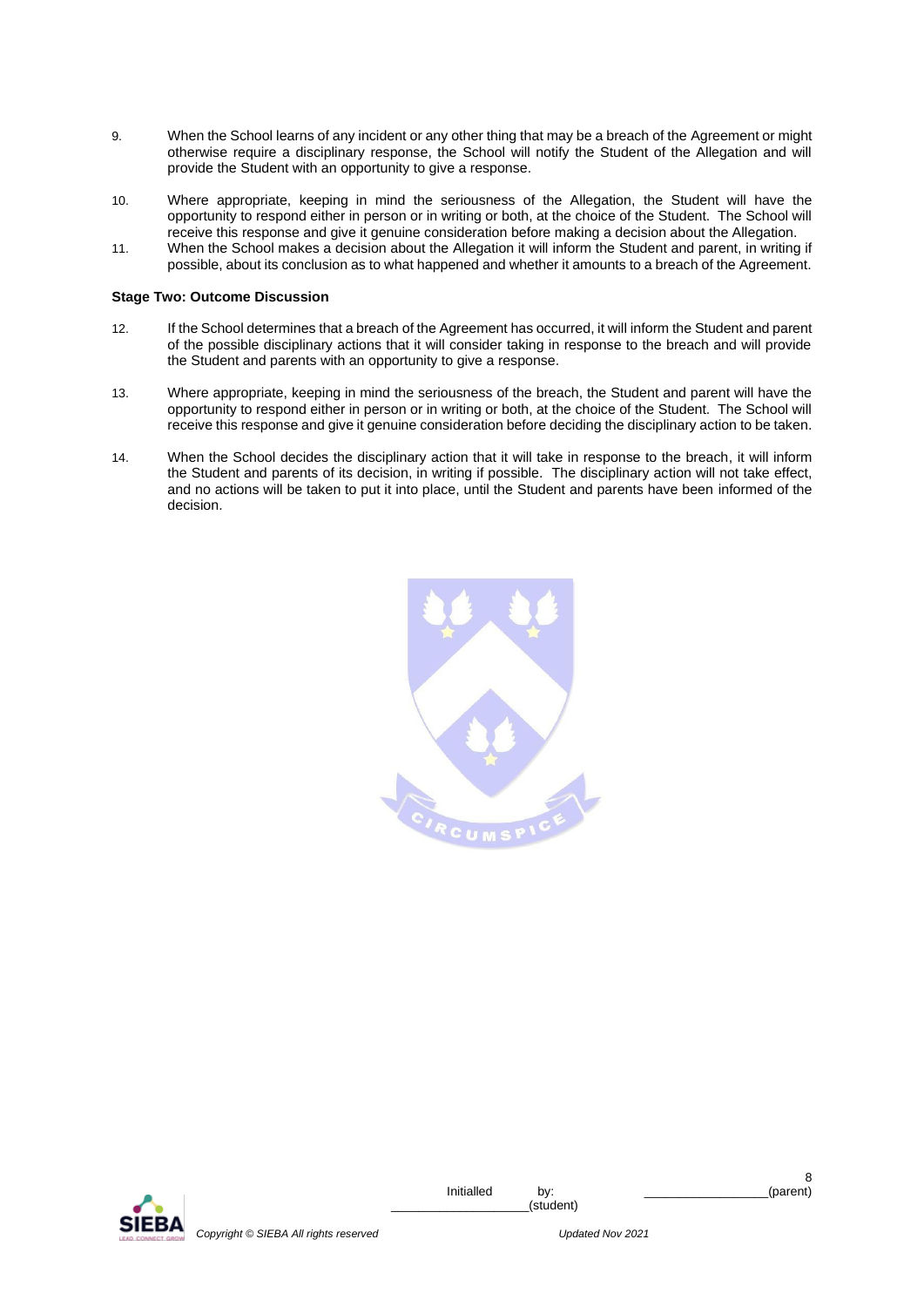9. When the School learns of any incident or any other thing that may be a breach of the Agreement or might otherwise require a disciplinary response, the School will notify the Student of the Allegation and will provide the Student with an opportunity to give a response.

10. Where appropriate, keeping in mind the seriousness of the Allegation, the Student will have the opportunity to respond either in person or in writing or both, at the choice of the Student. The School will receive this response and give it genuine consideration before making a decision about the Allegation.

11. When the School makes a decision about the Allegation it will inform the Student and parent, in writing if possible, about its conclusion as to what happened and whether it amounts to a breach of the Agreement.

**Stage Two: Outcome Discussion**

12. If the School determines that a breach of the Agreement has occurred, it will inform the Student and parent of the possible disciplinary actions that it will consider taking in response to the breach and will provide the Student and parents with an opportunity to give a response.

13. Where appropriate, keeping in mind the seriousness of the breach, the Student and parent will have the opportunity to respond either in person or in writing or both, at the choice of the Student. The School will receive this response and give it genuine consideration before deciding the disciplinary action to be taken.

14. When the School decides the disciplinary action that it will take in response to the breach, it will inform the Student and parents of its decision, in writing if possible. The disciplinary action will not take effect, and no actions will be taken to put it into place, until the Student and parents have been informed of the decision.

Initialled by: ___________________(student) _________________(parent)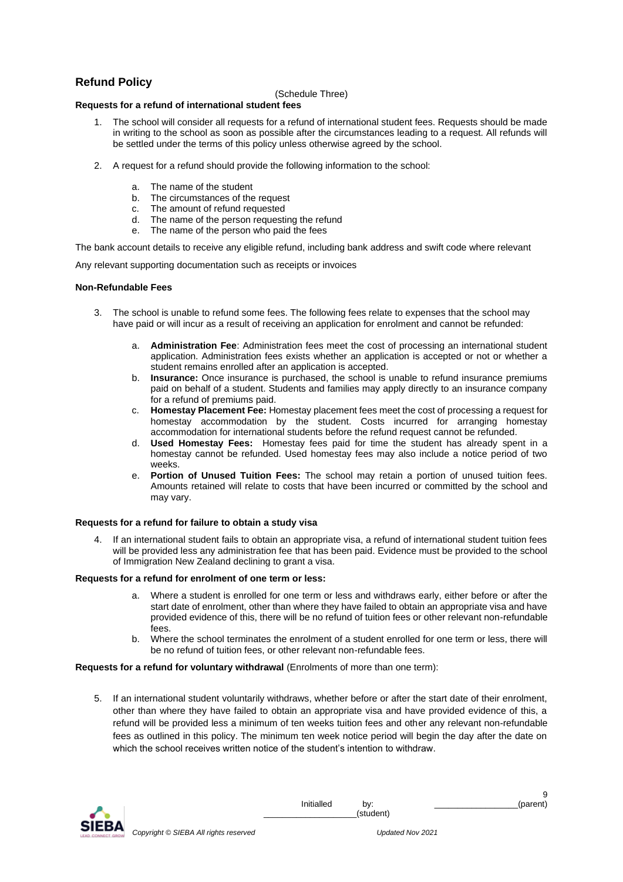## Refund Policy

(Schedule Three)

**Requests for a refund of international student fees**

1. The school will consider all requests for a refund of international student fees. Requests should be made in writing to the school as soon as possible after the circumstances leading to a request. All refunds will be settled under the terms of this policy unless otherwise agreed by the school.

2. A request for a refund should provide the following information to the school:

   a. The name of the student
   b. The circumstances of the request
   c. The amount of refund requested
   d. The name of the person requesting the refund
   e. The name of the person who paid the fees

The bank account details to receive any eligible refund, including bank address and swift code where relevant

Any relevant supporting documentation such as receipts or invoices

**Non-Refundable Fees**

3. The school is unable to refund some fees. The following fees relate to expenses that the school may have paid or will incur as a result of receiving an application for enrolment and cannot be refunded:

   a. **Administration Fee**: Administration fees meet the cost of processing an international student application. Administration fees exists whether an application is accepted or not or whether a student remains enrolled after an application is accepted.
   b. **Insurance:** Once insurance is purchased, the school is unable to refund insurance premiums paid on behalf of a student. Students and families may apply directly to an insurance company for a refund of premiums paid.
   c. **Homestay Placement Fee:** Homestay placement fees meet the cost of processing a request for homestay accommodation by the student. Costs incurred for arranging homestay accommodation for international students before the refund request cannot be refunded.
   d. **Used Homestay Fees:** Homestay fees paid for time the student has already spent in a homestay cannot be refunded. Used homestay fees may also include a notice period of two weeks.
   e. **Portion of Unused Tuition Fees:** The school may retain a portion of unused tuition fees. Amounts retained will relate to costs that have been incurred or committed by the school and may vary.

**Requests for a refund for failure to obtain a study visa**

4. If an international student fails to obtain an appropriate visa, a refund of international student tuition fees will be provided less any administration fee that has been paid. Evidence must be provided to the school of Immigration New Zealand declining to grant a visa.

**Requests for a refund for enrolment of one term or less:**

a. Where a student is enrolled for one term or less and withdraws early, either before or after the start date of enrolment, other than where they have failed to obtain an appropriate visa and have provided evidence of this, there will be no refund of tuition fees or other relevant non-refundable fees.
b. Where the school terminates the enrolment of a student enrolled for one term or less, there will be no refund of tuition fees, or other relevant non-refundable fees.

**Requests for a refund for voluntary withdrawal** (Enrolments of more than one term):

5. If an international student voluntarily withdraws, whether before or after the start date of their enrolment, other than where they have failed to obtain an appropriate visa and have provided evidence of this, a refund will be provided less a minimum of ten weeks tuition fees and other any relevant non-refundable fees as outlined in this policy. The minimum ten week notice period will begin the day after the date on which the school receives written notice of the student's intention to withdraw.

Initialled by: ___________________(student) _________________(parent)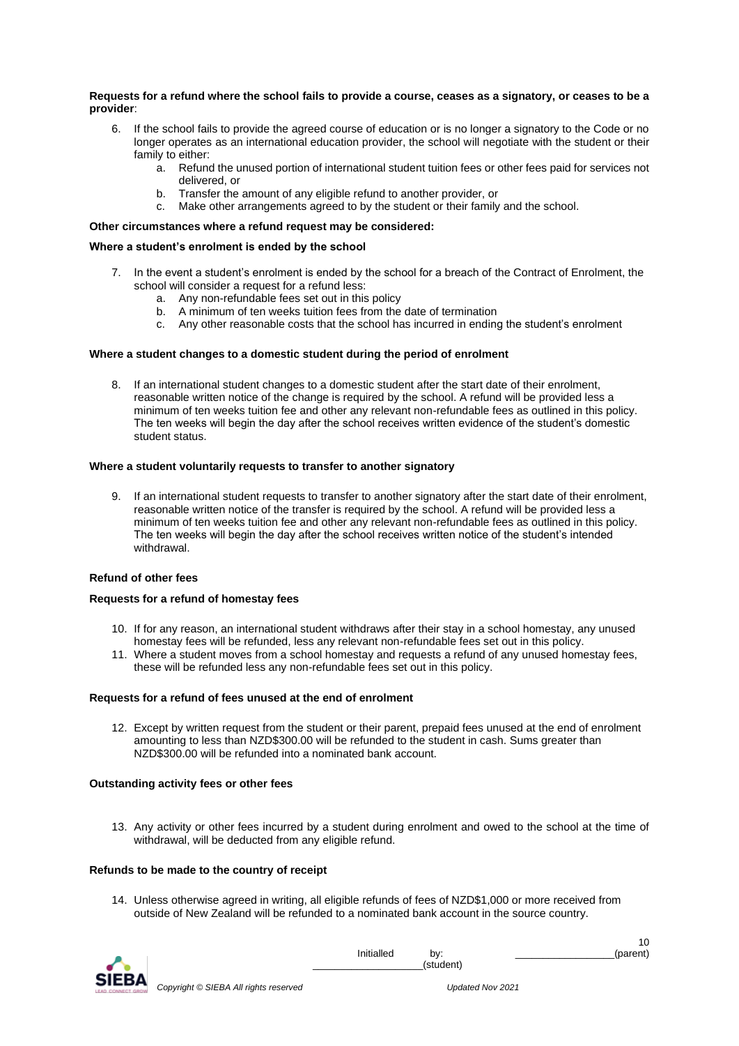**Requests for a refund where the school fails to provide a course, ceases as a signatory, or ceases to be a provider**:

6. If the school fails to provide the agreed course of education or is no longer a signatory to the Code or no longer operates as an international education provider, the school will negotiate with the student or their family to either:
    a. Refund the unused portion of international student tuition fees or other fees paid for services not delivered, or
    b. Transfer the amount of any eligible refund to another provider, or
    c. Make other arrangements agreed to by the student or their family and the school.

**Other circumstances where a refund request may be considered:**

**Where a student's enrolment is ended by the school**

7. In the event a student's enrolment is ended by the school for a breach of the Contract of Enrolment, the school will consider a request for a refund less:
    a. Any non-refundable fees set out in this policy
    b. A minimum of ten weeks tuition fees from the date of termination
    c. Any other reasonable costs that the school has incurred in ending the student's enrolment

**Where a student changes to a domestic student during the period of enrolment**

8. If an international student changes to a domestic student after the start date of their enrolment, reasonable written notice of the change is required by the school. A refund will be provided less a minimum of ten weeks tuition fee and other any relevant non-refundable fees as outlined in this policy. The ten weeks will begin the day after the school receives written evidence of the student's domestic student status.

**Where a student voluntarily requests to transfer to another signatory**

9. If an international student requests to transfer to another signatory after the start date of their enrolment, reasonable written notice of the transfer is required by the school. A refund will be provided less a minimum of ten weeks tuition fee and other any relevant non-refundable fees as outlined in this policy. The ten weeks will begin the day after the school receives written notice of the student's intended withdrawal.

**Refund of other fees**

**Requests for a refund of homestay fees**

10. If for any reason, an international student withdraws after their stay in a school homestay, any unused homestay fees will be refunded, less any relevant non-refundable fees set out in this policy.
11. Where a student moves from a school homestay and requests a refund of any unused homestay fees, these will be refunded less any non-refundable fees set out in this policy.

**Requests for a refund of fees unused at the end of enrolment**

12. Except by written request from the student or their parent, prepaid fees unused at the end of enrolment amounting to less than NZD$300.00 will be refunded to the student in cash. Sums greater than NZD$300.00 will be refunded into a nominated bank account.

**Outstanding activity fees or other fees**

13. Any activity or other fees incurred by a student during enrolment and owed to the school at the time of withdrawal, will be deducted from any eligible refund.

**Refunds to be made to the country of receipt**

14. Unless otherwise agreed in writing, all eligible refunds of fees of NZD$1,000 or more received from outside of New Zealand will be refunded to a nominated bank account in the source country.

Initialled by: ____________________(student) __________________(parent)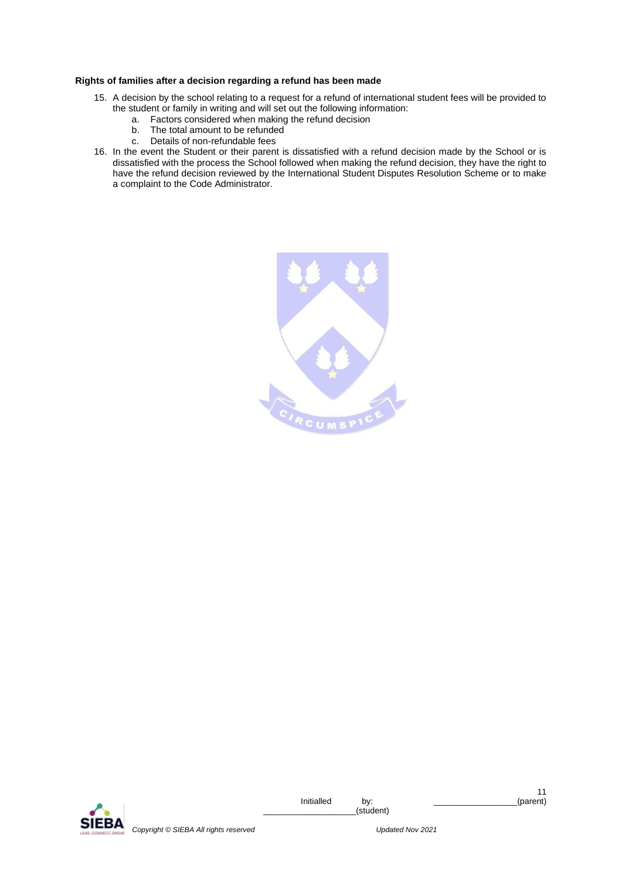**Rights of families after a decision regarding a refund has been made**

15. A decision by the school relating to a request for a refund of international student fees will be provided to the student or family in writing and will set out the following information:
    a. Factors considered when making the refund decision
    b. The total amount to be refunded
    c. Details of non-refundable fees
16. In the event the Student or their parent is dissatisfied with a refund decision made by the School or is dissatisfied with the process the School followed when making the refund decision, they have the right to have the refund decision reviewed by the International Student Disputes Resolution Scheme or to make a complaint to the Code Administrator.